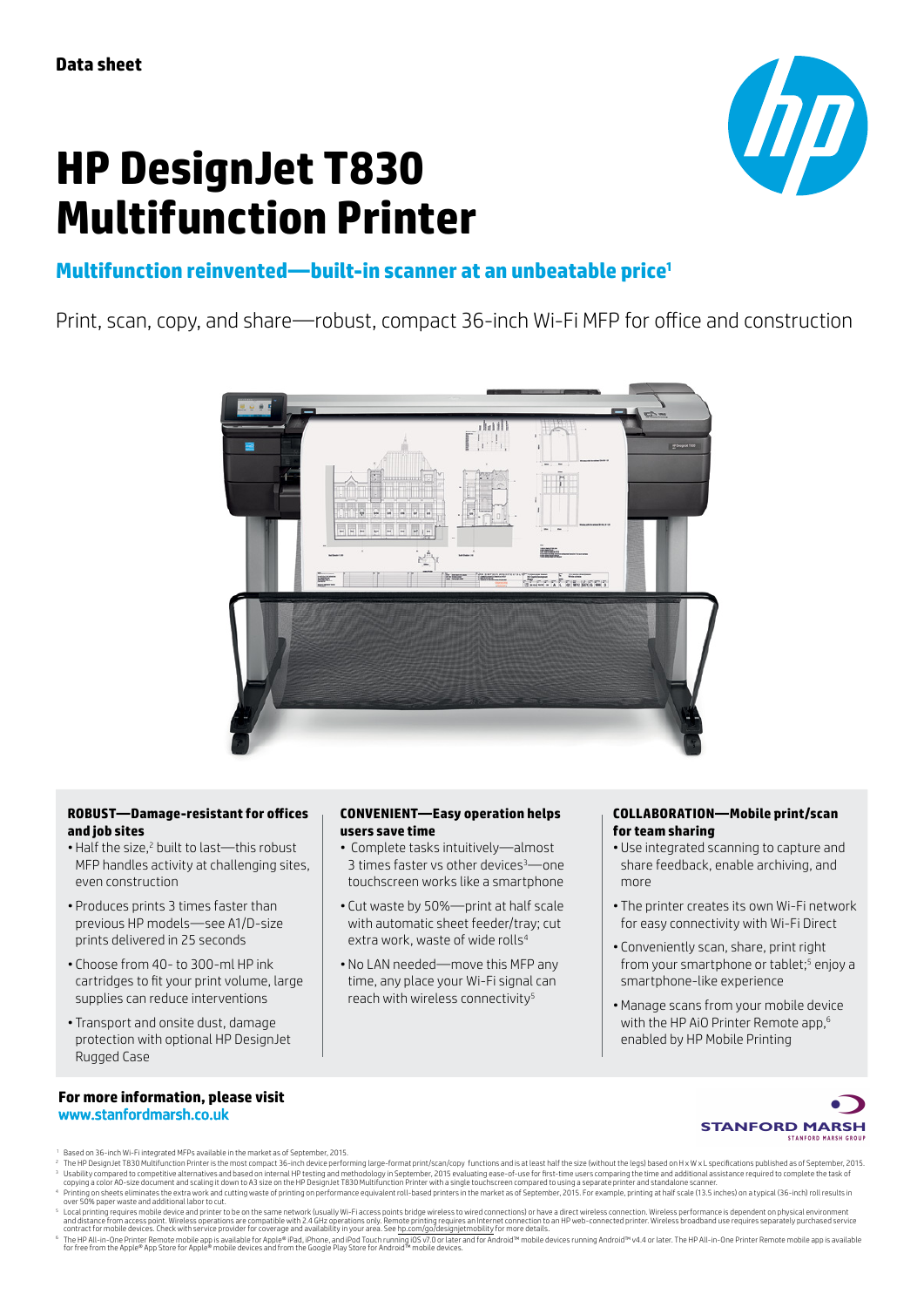**Data sheet**

# HP DesignJet T830 Multifunction Printer

## Multifunction reinvented—built-in scanner at an unbeatable price[1]

Print, scan, copy, and share—robust, compact 36-inch Wi-Fi MFP for office and construction

### ROBUST—Damage-resistant for offices and job sites

- Half the size,[2] built to last—this robust MFP handles activity at challenging sites, even construction
- Produces prints 3 times faster than previous HP models—see A1/D-size prints delivered in 25 seconds
- Choose from 40- to 300-ml HP ink cartridges to fit your print volume, large supplies can reduce interventions
- Transport and onsite dust, damage protection with optional HP DesignJet Rugged Case

### CONVENIENT—Easy operation helps users save time

- Complete tasks intuitively—almost 3 times faster vs other devices[3]—one touchscreen works like a smartphone
- Cut waste by 50%—print at half scale with automatic sheet feeder/tray; cut extra work, waste of wide rolls[4]
- No LAN needed—move this MFP any time, any place your Wi-Fi signal can reach with wireless connectivity[5]

### COLLABORATION—Mobile print/scan for team sharing

- Use integrated scanning to capture and share feedback, enable archiving, and more
- The printer creates its own Wi-Fi network for easy connectivity with Wi-Fi Direct
- Conveniently scan, share, print right from your smartphone or tablet;[5] enjoy a smartphone-like experience
- Manage scans from your mobile device with the HP AiO Printer Remote app,[6] enabled by HP Mobile Printing

**For more information, please visit**
**www.stanfordmarsh.co.uk**

STANFORD MARSH
STANFORD MARSH GROUP

[1] Based on 36-inch Wi-Fi integrated MFPs available in the market as of September, 2015.
[2] The HP DesignJet T830 Multifunction Printer is the most compact 36-inch device performing large-format print/scan/copy functions and is at least half the size (without the legs) based on H x W x L specifications published as of September, 2015.
[3] Usability compared to competitive alternatives and based on internal HP testing and methodology in September, 2015 evaluating ease-of-use for first-time users comparing the time and additional assistance required to complete the task of copying a color A0-size document and scaling it down to A3 size on the HP DesignJet T830 Multifunction Printer with a single touchscreen compared to using a separate printer and standalone scanner.
[4] Printing on sheets eliminates the extra work and cutting waste of printing on performance equivalent roll-based printers in the market as of September, 2015. For example, printing at half scale (13.5 inches) on a typical (36-inch) roll results in over 50% paper waste and additional labor to cut.
[5] Local printing requires mobile device and printer to be on the same network (usually Wi-Fi access points bridge wireless to wired connections) or have a direct wireless connection. Wireless performance is dependent on physical environment and distance from access point. Wireless operations are compatible with 2.4 GHz operations only. Remote printing requires an Internet connection to an HP web-connected printer. Wireless broadband use requires separately purchased service contract for mobile devices. Check with service provider for coverage and availability in your area. See hp.com/go/designjetmobility for more details.
[6] The HP All-in-One Printer Remote mobile app is available for Apple® iPad, iPhone, and iPod Touch running iOS v7.0 or later and for Android™ mobile devices running Android™ v4.4 or later. The HP All-in-One Printer Remote mobile app is available for free from the Apple® App Store for Apple® mobile devices and from the Google Play Store for Android™ mobile devices.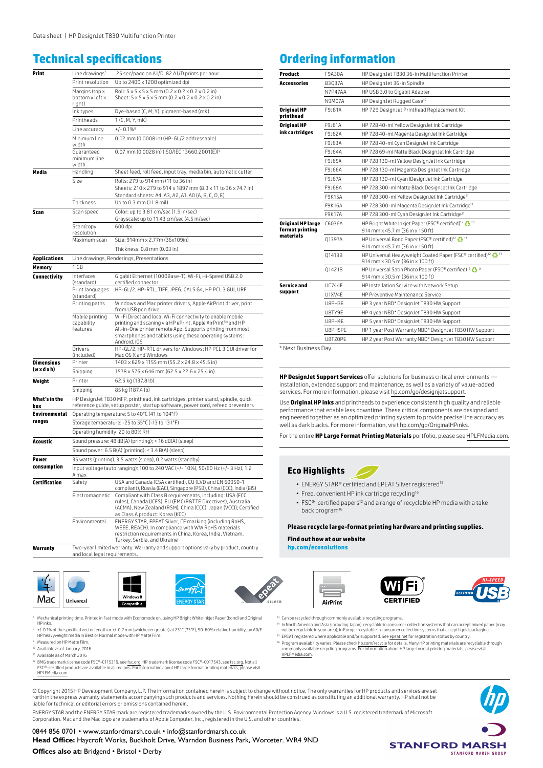## Technical specifications

| | | |
|---|---|---|
| **Print** | Line drawings[7] | 25 sec/page on A1/D, 82 A1/D prints per hour |
| | Print resolution | Up to 2400 x 1200 optimized dpi |
| | Margins (top x bottom x left x right) | Roll: 5 x 5 x 5 x 5 mm (0.2 x 0.2 x 0.2 x 0.2 in) Sheet: 5 x 5 x 5 x 5 mm (0.2 x 0.2 x 0.2 x 0.2 in) |
| | Ink types | Dye-based (C, M, Y); pigment-based (mK) |
| | Printheads | 1 (C, M, Y, mK) |
| | Line accuracy | +/- 0.1%[8] |
| | Minimum line width | 0.02 mm (0.0008 in) (HP-GL/2 addressable) |
| | Guaranteed minimum line width | 0.07 mm (0.0028 in) (ISO/IEC 13660:2001(E))[9] |
| **Media** | Handling | Sheet feed, roll feed, input tray, media bin, automatic cutter |
| | Size | Rolls: 279 to 914 mm (11 to 36 in) Sheets: 210 x 279 to 914 x 1897 mm (8.3 x 11 to 36 x 74.7 in) Standard sheets: A4, A3, A2, A1, A0 (A, B, C, D, E) |
| | Thickness | Up to 0.3 mm (11.8 mil) |
| **Scan** | Scan speed | Color: up to 3.81 cm/sec (1.5 in/sec) Grayscale: up to 11.43 cm/sec (4.5 in/sec) |
| | Scan/copy resolution | 600 dpi |
| | Maximum scan | Size: 914mm x 2.77m (36x109in) |
| | | Thickness: 0.8 mm (0.03 in) |
| **Applications** | Line drawings, Renderings, Presentations | |
| **Memory** | 1 GB | |
| **Connectivity** | Interfaces (standard) | Gigabit Ethernet (1000Base-T), Wi-Fi, Hi-Speed USB 2.0 certified connector |
| | Print languages (standard) | HP-GL/2, HP-RTL, TIFF, JPEG, CALS G4, HP PCL 3 GUI, URF |
| | Printing paths | Windows and Mac printer drivers, Apple AirPrint driver, print from USB pen drive |
| | Mobile printing capability features | Wi-Fi Direct and local Wi-Fi connectivity to enable mobile printing and scaning via HP ePrint, Apple AirPrint™ and HP All-in-One printer remote App. Supports printing from most smartphones and tablets using these operating systems: Android, iOS |
| | Drivers (included) | HP-GL/2, HP-RTL drivers for Windows; HP PCL 3 GUI driver for Mac OS X and Windows |
| **Dimensions (w x d x h)** | Printer | 1403 x 629 x 1155 mm (55.2 x 24.8 x 45.5 in) |
| | Shipping | 1578 x 575 x 646 mm (62.5 x 22.6 x 25.4 in) |
| **Weight** | Printer | 62.5 kg (137.8 lb) |
| | Shipping | 85 kg (187.4 lb) |
| **What's in the box** | HP DesignJet T830 MFP, printhead, ink cartridges, printer stand, spindle, quick reference guide, setup poster, startup software, power cord, refeed preventers | |
| **Environmental ranges** | Operating temperature: 5 to 40°C (41 to 104°F) | |
| | Storage temperature: -25 to 55°C (-13 to 131°F) | |
| | Operating humidity: 20 to 80% RH | |
| **Acoustic** | Sound pressure: 48 dB(A) (printing); < 16 dB(A) (sleep) | |
| | Sound power: 6.5 B(A) (printing); < 3.4 B(A) (sleep) | |
| **Power consumption** | 35 watts (printing), 3.5 watts (sleep), 0.2 watts (standby) | |
| | Input voltage (auto ranging): 100 to 240 VAC (+/- 10%), 50/60 Hz (+/- 3 Hz), 1.2 A max | |
| **Certification** | Safety | USA and Canada (CSA certified), EU (LVD and EN 60950-1 compliant), Russia (EAC), Singapore (PSB), China (CCC), India (BIS) |
| | Electromagnetic | Compliant with Class B requirements, including: USA (FCC rules), Canada (ICES), EU (EMC/R&TTE Directives), Australia (ACMA), New Zealand (RSM), China (CCC), Japan (VCCI); Certified as Class A product: Korea (KCC) |
| | Environmental | ENERGY STAR, EPEAT Silver, CE marking (including RoHS, WEEE, REACH). In compliance with WW RoHS materials restriction requirements in China, Korea, India, Vietnam, Turkey, Serbia, and Ukraine |
| **Warranty** | Two-year limited warranty. Warranty and support options vary by product, country and local legal requirements. | |

## Ordering information

| | | |
|---|---|---|
| **Product** | F9A30A | HP DesignJet T830 36-in Multifunction Printer |
| **Accessories** | B3Q37A | HP DesignJet 36-in Spindle |
| | N7P47AA | HP USB 3.0 to Gigabit Adapter |
| | N9M07A | HP DesignJet Rugged Case[10] |
| **Original HP printhead** | F9J81A | HP 729 DesignJet Printhead Replacement Kit |
| **Original HP ink cartridges** | F9J61A | HP 728 40-ml Yellow DesignJet Ink Cartridge |
| | F9J62A | HP 728 40-ml Magenta DesignJet Ink Cartridge |
| | F9J63A | HP 728 40-ml Cyan DesignJet Ink Cartridge |
| | F9J64A | HP 728 69-ml Matte Black DesignJet Ink Cartridge |
| | F9J65A | HP 728 130-ml Yellow DesignJet Ink Cartridge |
| | F9J66A | HP 728 130-ml Magenta DesignJet Ink Cartridge |
| | F9J67A | HP 728 130-ml Cyan lDesignJet Ink Cartridge |
| | F9J68A | HP 728 300-ml Matte Black DesignJet Ink Cartridge |
| | F9K15A | HP 728 300-ml Yellow DesignJet Ink Cartridge[11] |
| | F9K16A | HP 728 300-ml Magenta DesignJet Ink Cartridge[11] |
| | F9K17A | HP 728 300-ml Cyan DesignJet Ink Cartridge[11] |
| **Original HP large format printing materials** | C6036A | HP Bright White Inkjet Paper (FSC® certified)[12] [13] 914 mm x 45.7 m (36 in x 150 ft) |
| | Q1397A | HP Universal Bond Paper (FSC® certified)[12] [13] 914 mm x 45.7 m (36 in x 150 ft) |
| | Q1413B | HP Universal Heavyweight Coated Paper (FSC® certified)[12] [13] 914 mm x 30.5 m (36 in x 100 ft) |
| | Q1421B | HP Universal Satin Photo Paper (FSC® certified)[12] [14] 914 mm x 30.5 m (36 in x 100 ft) |
| **Service and support** | UC744E | HP Installation Service with Network Setup |
| | U1XV4E | HP Preventive Maintenance Service |
| | U8PH3E | HP 3 year NBD* DesignJet T830 HW Support |
| | U8TY9E | HP 4 year NBD* DesignJet T830 HW Support |
| | U8PH4E | HP 5 year NBD* DesignJet T830 HW Support |
| | U8PH5PE | HP 1 year Post Warranty NBD* DesignJet T830 HW Support |
| | U8TZ0PE | HP 2 year Post Warranty NBD* DesignJet T830 HW Support |

* Next Business Day.

**HP DesignJet Support Services** offer solutions for business critical environments—installation, extended support and maintenance, as well as a variety of value-added services. For more information, please visit hp.com/go/designjetsupport.

Use **Original HP inks** and printheads to experience consistent high quality and reliable performance that enable less downtime. These critical components are designed and engineered together as an optimized printing system to provide precise line accuracy as well as dark blacks. For more information, visit hp.com/go/OriginalHPinks.

For the entire **HP Large Format Printing Materials** portfolio, please see HPLFMedia.com.

### Eco Highlights

- ENERGY STAR® certified and EPEAT Silver registered[15]
- Free, convenient HP ink cartridge recycling[16]
- FSC®-certified papers[12] and a range of recyclable HP media with a take back program[16]

**Please recycle large-format printing hardware and printing supplies.**

**Find out how at our website**
**hp.com/ecosolutions**

Mac Universal Windows 8 Compatible ENERGY STAR epeat SILVER AirPrint Wi-Fi CERTIFIED HI-SPEED CERTIFIED USB

[7] Mechanical printing time. Printed in Fast mode with Economode on, using HP Bright White Inkjet Paper (bond) and Original HP inks.
[8] +/-0.1% of the specified vector length or +/-0.2 mm (whichever greater) at 23°C (73°F), 50-60% relative humidity, on A0/E HP heavyweight media in Best or Normal mode with HP Matte Film.
[9] Measured on HP Matte Film.
[10] Available as of January, 2016.
[11] Available as of March 2016
[12] BMG trademark license code FSC®-C115319, see fsc.org. HP trademark license code FSC®-C017543, see fsc.org. Not all FSC®-certified products are available in all regions. For information about HP large format printing materials, please visit HPLFMedia.com.
[13] Can be recycled through commonly available recycling programs.
[14] In North America and Asia (including Japan), recyclable in consumer collection systems that can accept mixed paper (may not be recyclable in your area); in Europe recyclable in consumer collection systems that accept liquid packaging.
[15] EPEAT registered where applicable and/or supported. See epeat.net for registration status by country.
[16] Program availability varies. Please check hp.com/recycle for details. Many HP printing materials are recyclable through commonly available recycling programs. For information about HP large format printing materials, please visit HPLFMedia.com.

© Copyright 2015 HP Development Company, L.P. The information contained herein is subject to change without notice. The only warranties for HP products and services are set forth in the express warranty statements accompanying such products and services. Nothing herein should be construed as constituting an additional warranty. HP shall not be liable for technical or editorial errors or omissions contained herein.

ENERGY STAR and the ENERGY STAR mark are registered trademarks owned by the U.S. Environmental Protection Agency. Windows is a U.S. registered trademark of Microsoft Corporation. Mac and the Mac logo are trademarks of Apple Computer, Inc., registered in the U.S. and other countries.

0844 856 0701 • www.stanfordmarsh.co.uk • info@stanfordmarsh.co.uk
**Head Office:** Haycroft Works, Buckholt Drive, Warndon Business Park, Worcester. WR4 9ND
**Offices also at:** Bridgend • Bristol • Derby

STANFORD MARSH
STANFORD MARSH GROUP